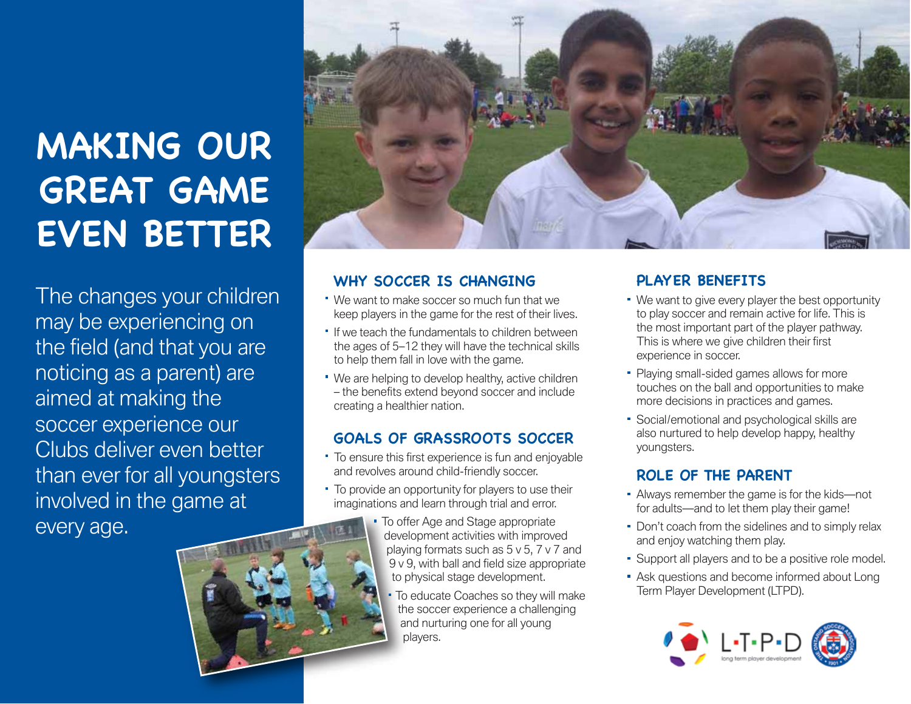# MAKING OUR GREAT GAME EVEN BETTER

The changes your children may be experiencing on the field (and that you are noticing as a parent) are aimed at making the soccer experience our Clubs deliver even better than ever for all youngsters involved in the game at every age.

## WHY SOCCER IS CHANGING

- We want to make soccer so much fun that we keep players in the game for the rest of their lives.
- If we teach the fundamentals to children between the ages of 5–12 they will have the technical skills to help them fall in love with the game.
- We are helping to develop healthy, active children – the benefits extend beyond soccer and include creating a healthier nation.

## GOALS OF GRASSROOTS SOCCER

- To ensure this first experience is fun and enjoyable and revolves around child-friendly soccer.
- To provide an opportunity for players to use their imaginations and learn through trial and error.
- To offer Age and Stage appropriate development activities with improved playing formats such as 5 v 5, 7 v 7 and 9 v 9, with ball and field size appropriate to physical stage development.
- To educate Coaches so they will make the soccer experience a challenging and nurturing one for all young players.

## PLAYER BENEFITS

- We want to give every player the best opportunity to play soccer and remain active for life. This is the most important part of the player pathway. This is where we give children their first experience in soccer.
- Playing small-sided games allows for more touches on the ball and opportunities to make more decisions in practices and games.
- Social/emotional and psychological skills are also nurtured to help develop happy, healthy youngsters.

## ROLE OF THE PARENT

- Always remember the game is for the kids—not for adults—and to let them play their game!
- Don't coach from the sidelines and to simply relax and enjoy watching them play.
- Support all players and to be a positive role model.
- Ask questions and become informed about Long Term Player Development (LTPD).

L·T·P·D long term player development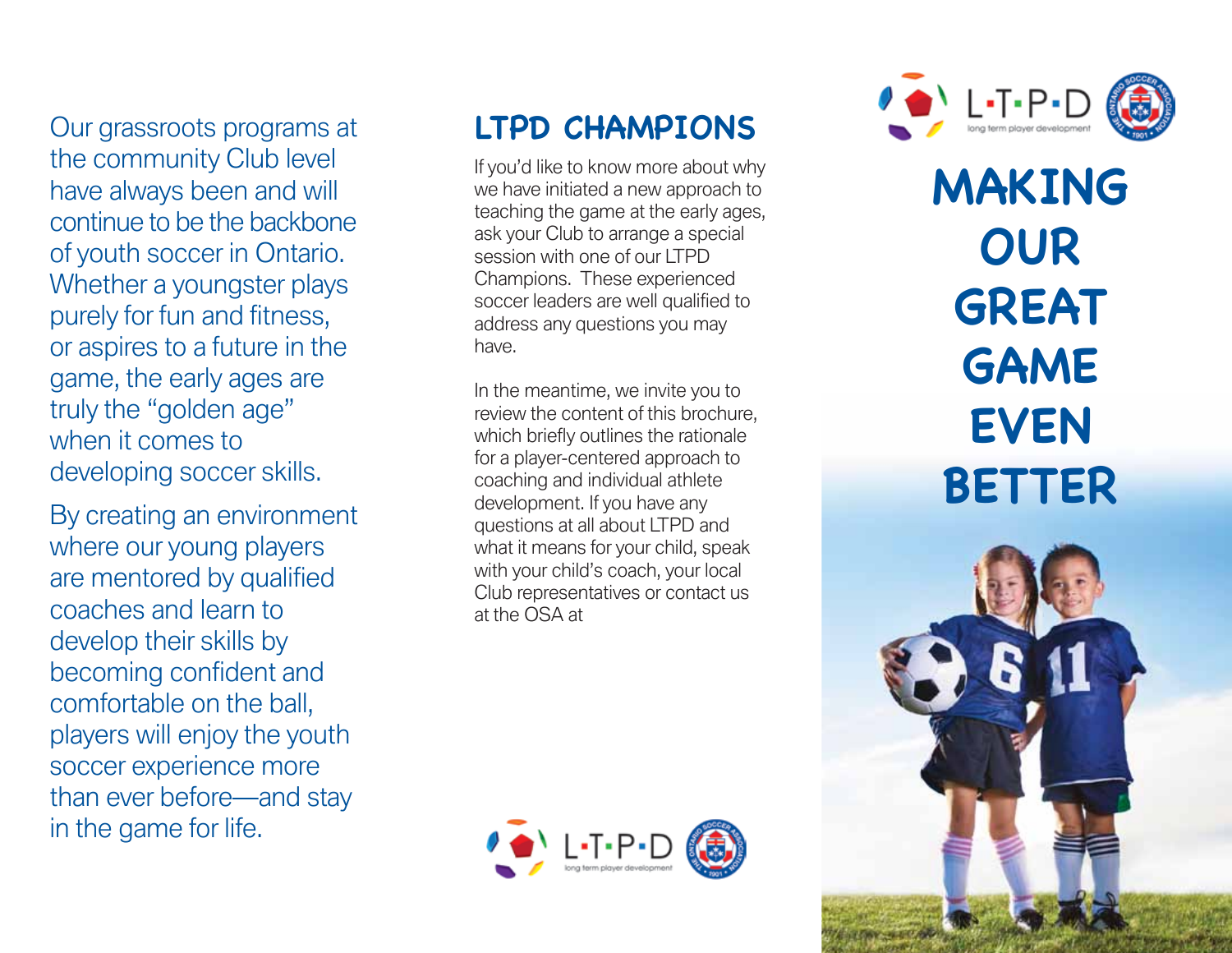Our grassroots programs at the community Club level have always been and will continue to be the backbone of youth soccer in Ontario. Whether a youngster plays purely for fun and fitness, or aspires to a future in the game, the early ages are truly the "golden age" when it comes to developing soccer skills.

By creating an environment where our young players are mentored by qualified coaches and learn to develop their skills by becoming confident and comfortable on the ball, players will enjoy the youth soccer experience more than ever before—and stay in the game for life.

## LTPD CHAMPIONS

If you'd like to know more about why we have initiated a new approach to teaching the game at the early ages, ask your Club to arrange a special session with one of our LTPD Champions. These experienced soccer leaders are well qualified to address any questions you may have.

In the meantime, we invite you to review the content of this brochure, which briefly outlines the rationale for a player-centered approach to coaching and individual athlete development. If you have any questions at all about LTPD and what it means for your child, speak with your child's coach, your local Club representatives or contact us at the OSA at

L·T·P·D long term player development

L·T·P·D long term player development

# MAKING OUR GREAT GAME EVEN BETTER